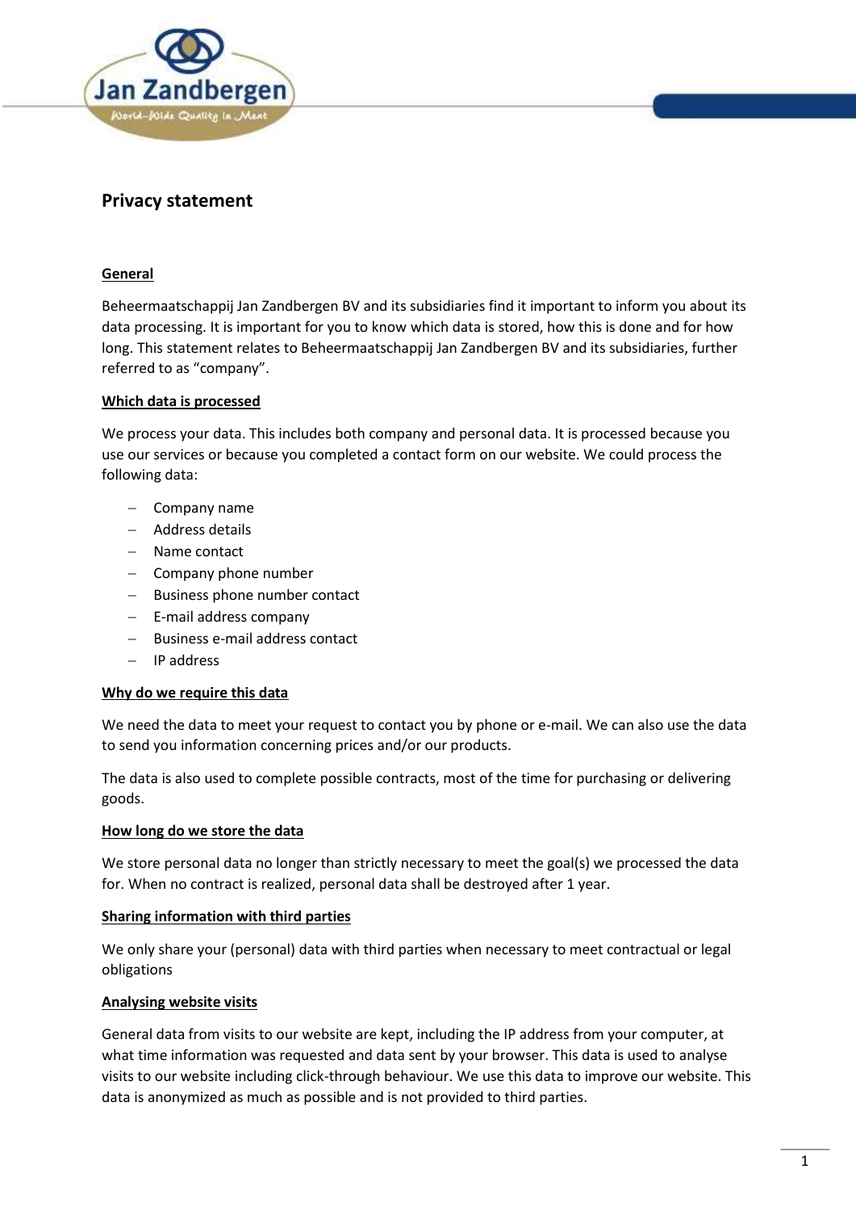# Privacy statement

## General

Beheermaatschappij Jan Zandbergen BV and its subsidiaries find it important to inform you about its data processing. It is important for you to know which data is stored, how this is done and for how long. This statement relates to Beheermaatschappij Jan Zandbergen BV and its subsidiaries, further referred to as "company".

## Which data is processed

We process your data. This includes both company and personal data. It is processed because you use our services or because you completed a contact form on our website. We could process the following data:

- Company name
- Address details
- Name contact
- Company phone number
- Business phone number contact
- E-mail address company
- Business e-mail address contact
- IP address

## Why do we require this data

We need the data to meet your request to contact you by phone or e-mail. We can also use the data to send you information concerning prices and/or our products.

The data is also used to complete possible contracts, most of the time for purchasing or delivering goods.

## How long do we store the data

We store personal data no longer than strictly necessary to meet the goal(s) we processed the data for. When no contract is realized, personal data shall be destroyed after 1 year.

## Sharing information with third parties

We only share your (personal) data with third parties when necessary to meet contractual or legal obligations

## Analysing website visits

General data from visits to our website are kept, including the IP address from your computer, at what time information was requested and data sent by your browser. This data is used to analyse visits to our website including click-through behaviour. We use this data to improve our website. This data is anonymized as much as possible and is not provided to third parties.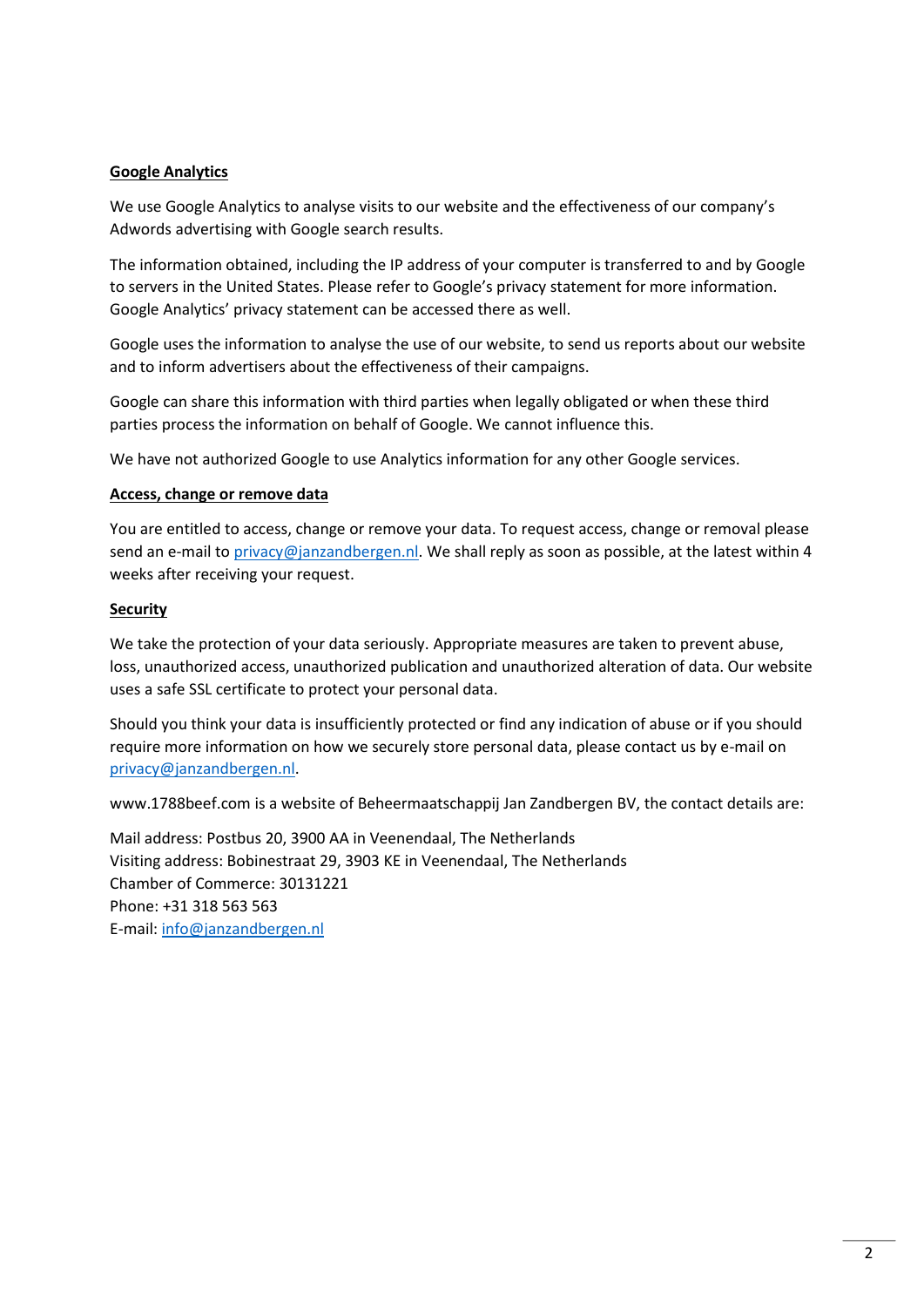**Google Analytics**

We use Google Analytics to analyse visits to our website and the effectiveness of our company's Adwords advertising with Google search results.

The information obtained, including the IP address of your computer is transferred to and by Google to servers in the United States. Please refer to Google's privacy statement for more information. Google Analytics' privacy statement can be accessed there as well.

Google uses the information to analyse the use of our website, to send us reports about our website and to inform advertisers about the effectiveness of their campaigns.

Google can share this information with third parties when legally obligated or when these third parties process the information on behalf of Google. We cannot influence this.

We have not authorized Google to use Analytics information for any other Google services.

**Access, change or remove data**

You are entitled to access, change or remove your data. To request access, change or removal please send an e-mail to privacy@janzandbergen.nl. We shall reply as soon as possible, at the latest within 4 weeks after receiving your request.

**Security**

We take the protection of your data seriously. Appropriate measures are taken to prevent abuse, loss, unauthorized access, unauthorized publication and unauthorized alteration of data. Our website uses a safe SSL certificate to protect your personal data.

Should you think your data is insufficiently protected or find any indication of abuse or if you should require more information on how we securely store personal data, please contact us by e-mail on privacy@janzandbergen.nl.

www.1788beef.com is a website of Beheermaatschappij Jan Zandbergen BV, the contact details are:

Mail address: Postbus 20, 3900 AA in Veenendaal, The Netherlands
Visiting address: Bobinestraat 29, 3903 KE in Veenendaal, The Netherlands
Chamber of Commerce: 30131221
Phone: +31 318 563 563
E-mail: info@janzandbergen.nl